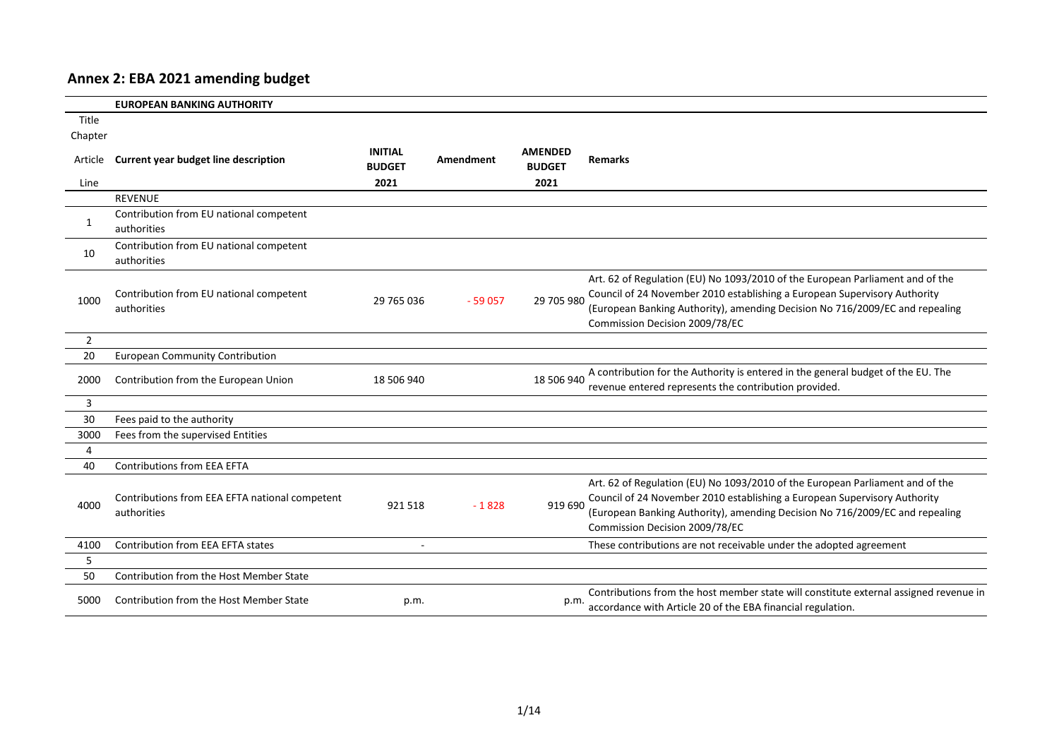## Annex 2: EBA 2021 amending budget

| Title / Chapter / Article / Line | EUROPEAN BANKING AUTHORITY<br>Current year budget line description | INITIAL BUDGET 2021 | Amendment | AMENDED BUDGET 2021 | Remarks |
|---|---|---|---|---|---|
| | REVENUE | | | | |
| 1 | Contribution from EU national competent authorities | | | | |
| 10 | Contribution from EU national competent authorities | | | | |
| 1000 | Contribution from EU national competent authorities | 29 765 036 | - 59 057 | 29 705 980 | Art. 62 of Regulation (EU) No 1093/2010 of the European Parliament and of the Council of 24 November 2010 establishing a European Supervisory Authority (European Banking Authority), amending Decision No 716/2009/EC and repealing Commission Decision 2009/78/EC |
| 2 | | | | | |
| 20 | European Community Contribution | | | | |
| 2000 | Contribution from the European Union | 18 506 940 | | 18 506 940 | A contribution for the Authority is entered in the general budget of the EU. The revenue entered represents the contribution provided. |
| 3 | | | | | |
| 30 | Fees paid to the authority | | | | |
| 3000 | Fees from the supervised Entities | | | | |
| 4 | | | | | |
| 40 | Contributions from EEA EFTA | | | | |
| 4000 | Contributions from EEA EFTA national competent authorities | 921 518 | - 1 828 | 919 690 | Art. 62 of Regulation (EU) No 1093/2010 of the European Parliament and of the Council of 24 November 2010 establishing a European Supervisory Authority (European Banking Authority), amending Decision No 716/2009/EC and repealing Commission Decision 2009/78/EC |
| 4100 | Contribution from EEA EFTA states | - | | | These contributions are not receivable under the adopted agreement |
| 5 | | | | | |
| 50 | Contribution from the Host Member State | | | | |
| 5000 | Contribution from the Host Member State | p.m. | | p.m. | Contributions from the host member state will constitute external assigned revenue in accordance with Article 20 of the EBA financial regulation. |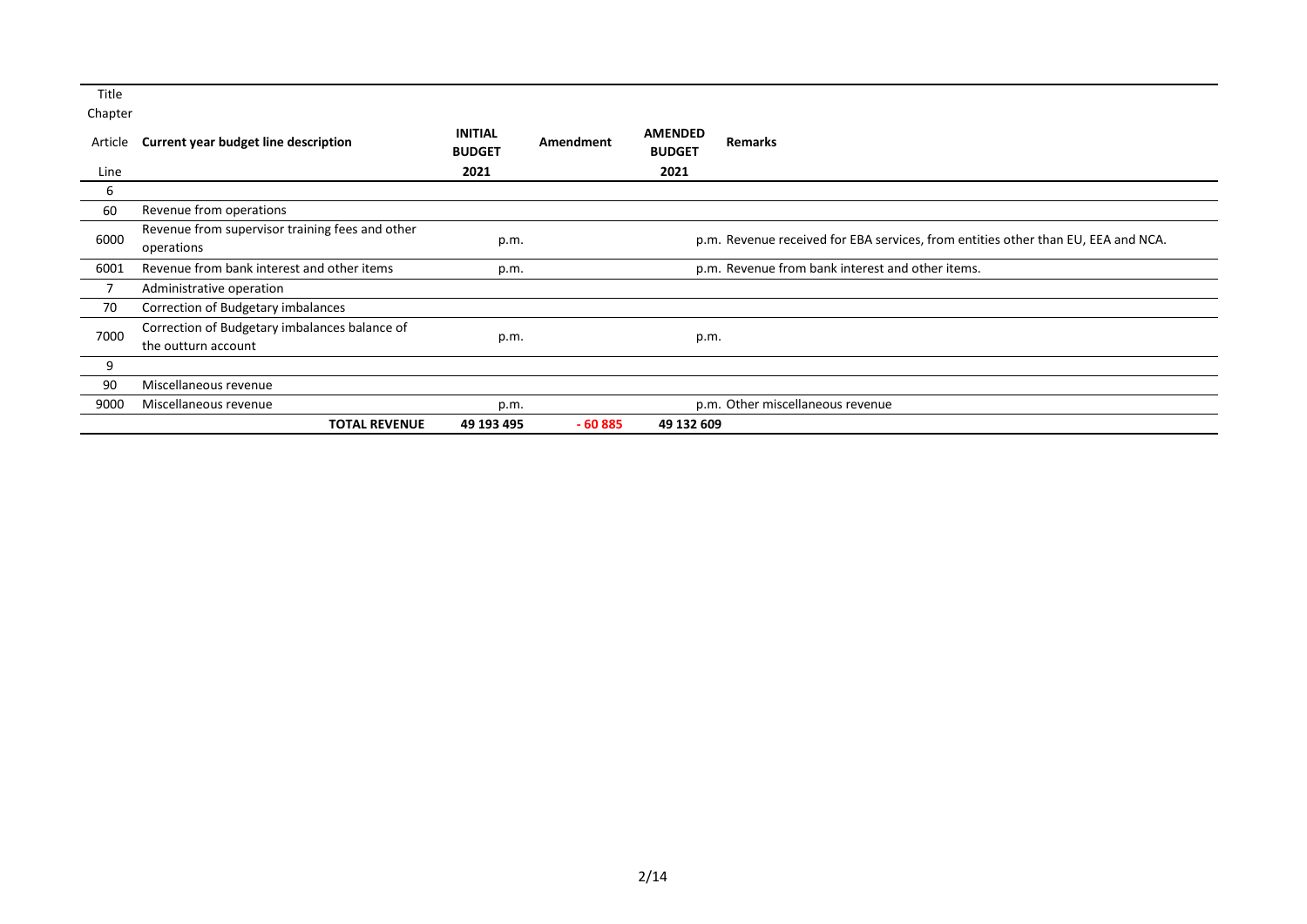| Title<br>Chapter<br>Article<br>Line | Current year budget line description | INITIAL BUDGET 2021 | Amendment | AMENDED BUDGET 2021 | Remarks |
|---|---|---|---|---|---|
| 6 | | | | | |
| 60 | Revenue from operations | | | | |
| 6000 | Revenue from supervisor training fees and other operations | p.m. | | p.m. | Revenue received for EBA services, from entities other than EU, EEA and NCA. |
| 6001 | Revenue from bank interest and other items | p.m. | | p.m. | Revenue from bank interest and other items. |
| 7 | Administrative operation | | | | |
| 70 | Correction of Budgetary imbalances | | | | |
| 7000 | Correction of Budgetary imbalances balance of the outturn account | p.m. | | p.m. | |
| 9 | | | | | |
| 90 | Miscellaneous revenue | | | | |
| 9000 | Miscellaneous revenue | p.m. | | p.m. | Other miscellaneous revenue |
| | **TOTAL REVENUE** | **49 193 495** | **- 60 885** | **49 132 609** | |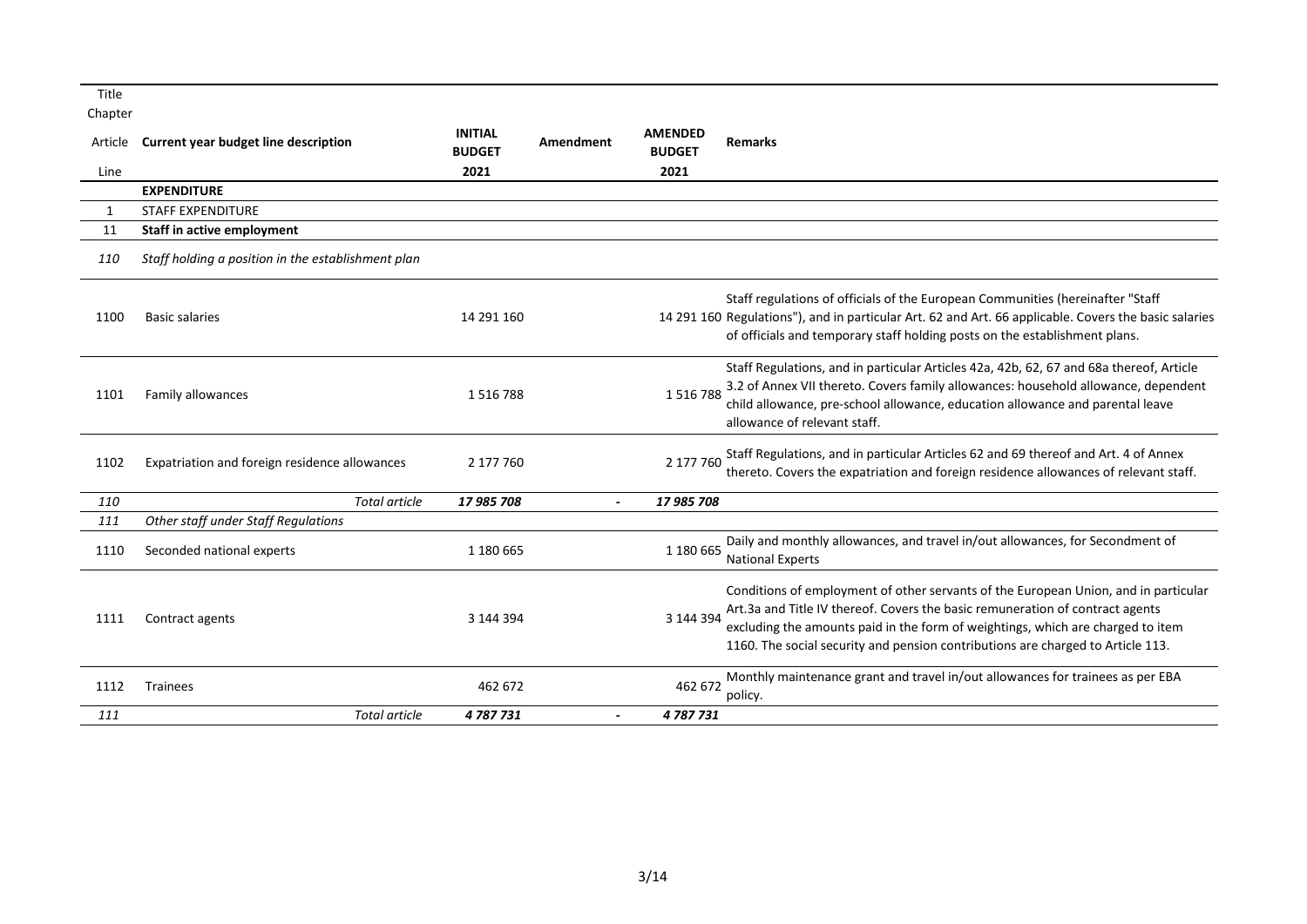| Title / Chapter / Article / Line | Current year budget line description | INITIAL BUDGET 2021 | Amendment | AMENDED BUDGET 2021 | Remarks |
|---|---|---|---|---|---|
| | **EXPENDITURE** | | | | |
| 1 | STAFF EXPENDITURE | | | | |
| 11 | **Staff in active employment** | | | | |
| *110* | *Staff holding a position in the establishment plan* | | | | |
| 1100 | Basic salaries | 14 291 160 | | 14 291 160 | Staff regulations of officials of the European Communities (hereinafter "Staff Regulations"), and in particular Art. 62 and Art. 66 applicable. Covers the basic salaries of officials and temporary staff holding posts on the establishment plans. |
| 1101 | Family allowances | 1 516 788 | | 1 516 788 | Staff Regulations, and in particular Articles 42a, 42b, 62, 67 and 68a thereof, Article 3.2 of Annex VII thereto. Covers family allowances: household allowance, dependent child allowance, pre-school allowance, education allowance and parental leave allowance of relevant staff. |
| 1102 | Expatriation and foreign residence allowances | 2 177 760 | | 2 177 760 | Staff Regulations, and in particular Articles 62 and 69 thereof and Art. 4 of Annex thereto. Covers the expatriation and foreign residence allowances of relevant staff. |
| *110* | *Total article* | ***17 985 708*** | - | ***17 985 708*** | |
| *111* | *Other staff under Staff Regulations* | | | | |
| 1110 | Seconded national experts | 1 180 665 | | 1 180 665 | Daily and monthly allowances, and travel in/out allowances, for Secondment of National Experts |
| 1111 | Contract agents | 3 144 394 | | 3 144 394 | Conditions of employment of other servants of the European Union, and in particular Art.3a and Title IV thereof. Covers the basic remuneration of contract agents excluding the amounts paid in the form of weightings, which are charged to item 1160. The social security and pension contributions are charged to Article 113. |
| 1112 | Trainees | 462 672 | | 462 672 | Monthly maintenance grant and travel in/out allowances for trainees as per EBA policy. |
| *111* | *Total article* | ***4 787 731*** | - | ***4 787 731*** | |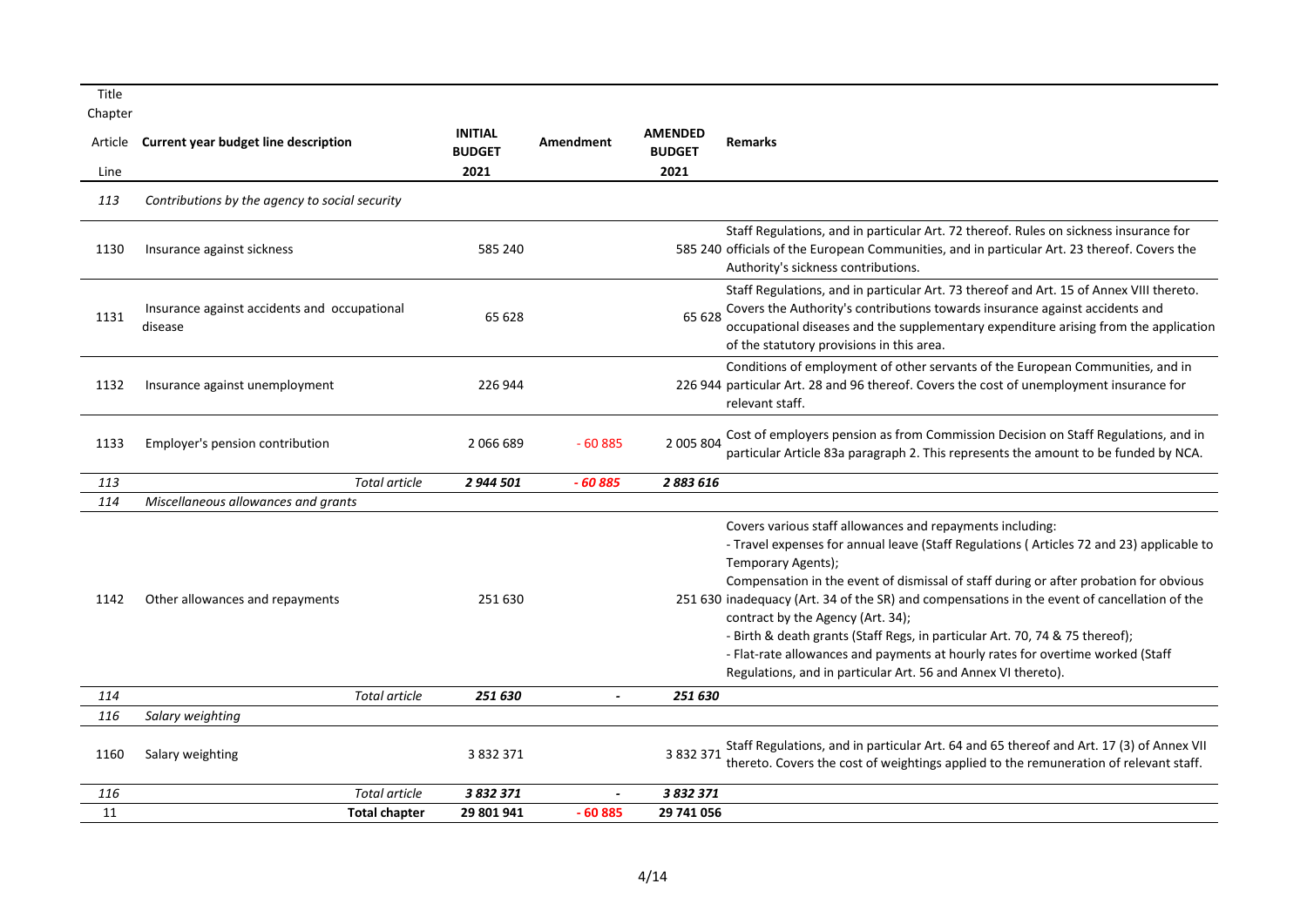| Title<br>Chapter<br>Article<br>Line | Current year budget line description | INITIAL BUDGET 2021 | Amendment | AMENDED BUDGET 2021 | Remarks |
|---|---|---|---|---|---|
| *113* | *Contributions by the agency to social security* | | | | |
| 1130 | Insurance against sickness | 585 240 | | 585 240 | Staff Regulations, and in particular Art. 72 thereof. Rules on sickness insurance for officials of the European Communities, and in particular Art. 23 thereof. Covers the Authority's sickness contributions. |
| 1131 | Insurance against accidents and occupational disease | 65 628 | | 65 628 | Staff Regulations, and in particular Art. 73 thereof and Art. 15 of Annex VIII thereto. Covers the Authority's contributions towards insurance against accidents and occupational diseases and the supplementary expenditure arising from the application of the statutory provisions in this area. |
| 1132 | Insurance against unemployment | 226 944 | | 226 944 | Conditions of employment of other servants of the European Communities, and in particular Art. 28 and 96 thereof. Covers the cost of unemployment insurance for relevant staff. |
| 1133 | Employer's pension contribution | 2 066 689 | - 60 885 | 2 005 804 | Cost of employers pension as from Commission Decision on Staff Regulations, and in particular Article 83a paragraph 2. This represents the amount to be funded by NCA. |
| *113* | *Total article* | ***2 944 501*** | ***- 60 885*** | ***2 883 616*** | |
| *114* | *Miscellaneous allowances and grants* | | | | |
| 1142 | Other allowances and repayments | 251 630 | | 251 630 | Covers various staff allowances and repayments including:<br>- Travel expenses for annual leave (Staff Regulations ( Articles 72 and 23) applicable to Temporary Agents);<br>Compensation in the event of dismissal of staff during or after probation for obvious inadequacy (Art. 34 of the SR) and compensations in the event of cancellation of the contract by the Agency (Art. 34);<br>- Birth & death grants (Staff Regs, in particular Art. 70, 74 & 75 thereof);<br>- Flat-rate allowances and payments at hourly rates for overtime worked (Staff Regulations, and in particular Art. 56 and Annex VI thereto). |
| *114* | *Total article* | ***251 630*** | *-* | ***251 630*** | |
| *116* | *Salary weighting* | | | | |
| 1160 | Salary weighting | 3 832 371 | | 3 832 371 | Staff Regulations, and in particular Art. 64 and 65 thereof and Art. 17 (3) of Annex VII thereto. Covers the cost of weightings applied to the remuneration of relevant staff. |
| *116* | *Total article* | ***3 832 371*** | *-* | ***3 832 371*** | |
| 11 | **Total chapter** | **29 801 941** | **- 60 885** | **29 741 056** | |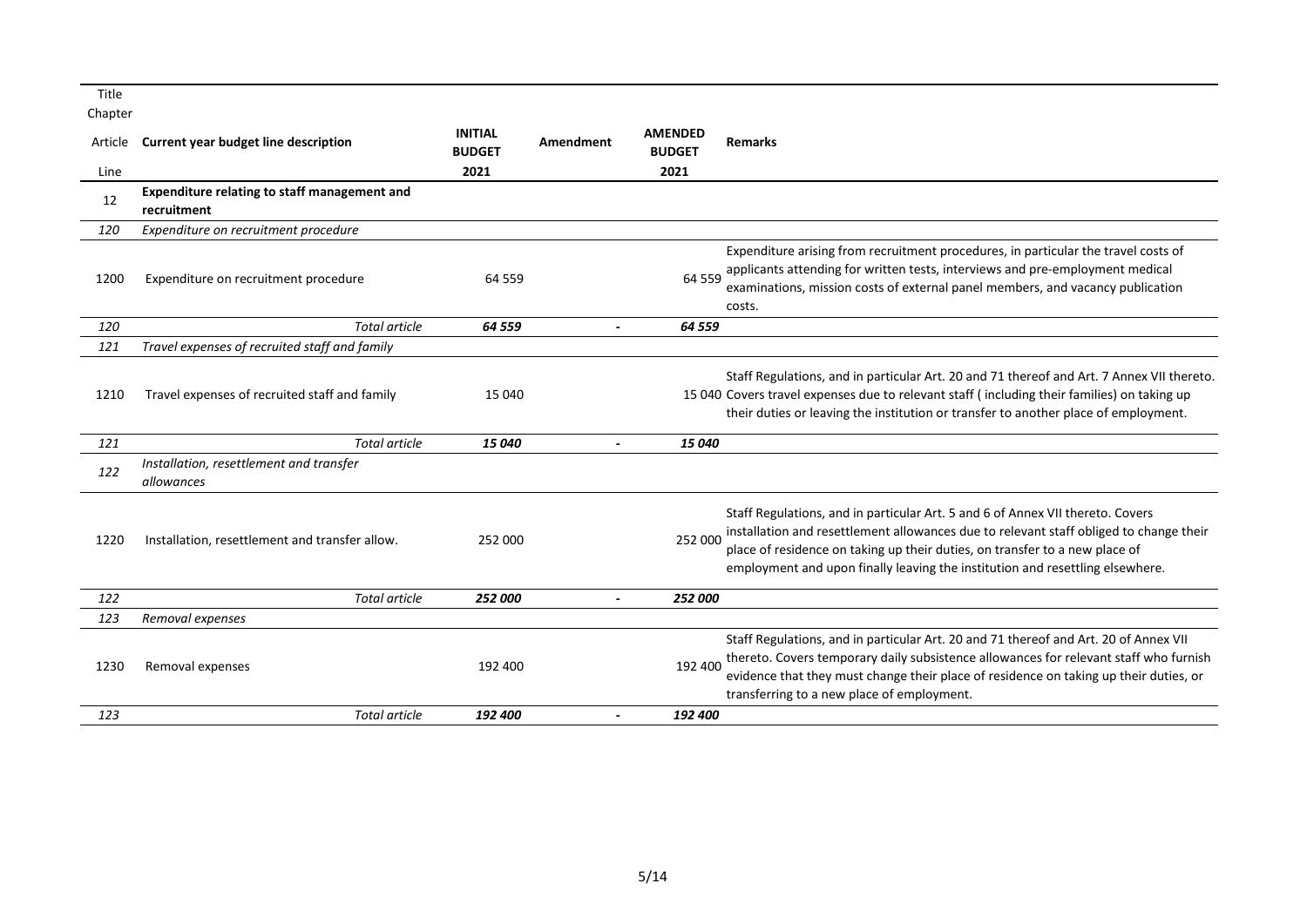| Title<br>Chapter<br>Article<br>Line | Current year budget line description | INITIAL BUDGET 2021 | Amendment | AMENDED BUDGET 2021 | Remarks |
|---|---|---|---|---|---|
| 12 | **Expenditure relating to staff management and recruitment** | | | | |
| *120* | *Expenditure on recruitment procedure* | | | | |
| 1200 | Expenditure on recruitment procedure | 64 559 | | 64 559 | Expenditure arising from recruitment procedures, in particular the travel costs of applicants attending for written tests, interviews and pre-employment medical examinations, mission costs of external panel members, and vacancy publication costs. |
| *120* | *Total article* | ***64 559*** | - | ***64 559*** | |
| *121* | *Travel expenses of recruited staff and family* | | | | |
| 1210 | Travel expenses of recruited staff and family | 15 040 | | 15 040 | Staff Regulations, and in particular Art. 20 and 71 thereof and Art. 7 Annex VII thereto. Covers travel expenses due to relevant staff ( including their families) on taking up their duties or leaving the institution or transfer to another place of employment. |
| *121* | *Total article* | ***15 040*** | - | ***15 040*** | |
| *122* | *Installation, resettlement and transfer allowances* | | | | |
| 1220 | Installation, resettlement and transfer allow. | 252 000 | | 252 000 | Staff Regulations, and in particular Art. 5 and 6 of Annex VII thereto. Covers installation and resettlement allowances due to relevant staff obliged to change their place of residence on taking up their duties, on transfer to a new place of employment and upon finally leaving the institution and resettling elsewhere. |
| *122* | *Total article* | ***252 000*** | - | ***252 000*** | |
| *123* | *Removal expenses* | | | | |
| 1230 | Removal expenses | 192 400 | | 192 400 | Staff Regulations, and in particular Art. 20 and 71 thereof and Art. 20 of Annex VII thereto. Covers temporary daily subsistence allowances for relevant staff who furnish evidence that they must change their place of residence on taking up their duties, or transferring to a new place of employment. |
| *123* | *Total article* | ***192 400*** | - | ***192 400*** | |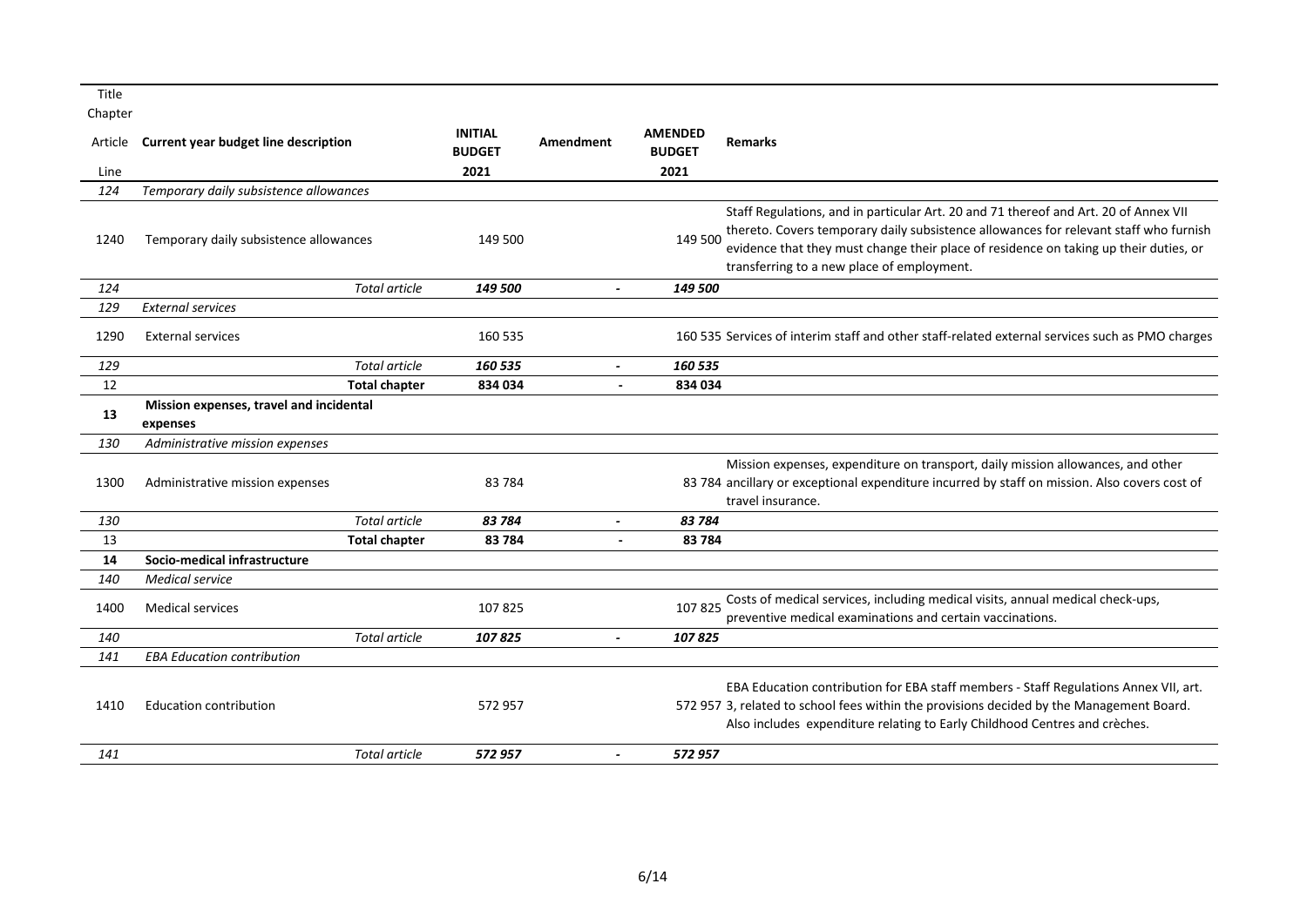| Title<br>Chapter<br>Article<br>Line | Current year budget line description | INITIAL BUDGET 2021 | Amendment | AMENDED BUDGET 2021 | Remarks |
|---|---|---|---|---|---|
| *124* | *Temporary daily subsistence allowances* | | | | |
| 1240 | Temporary daily subsistence allowances | 149 500 | | 149 500 | Staff Regulations, and in particular Art. 20 and 71 thereof and Art. 20 of Annex VII thereto. Covers temporary daily subsistence allowances for relevant staff who furnish evidence that they must change their place of residence on taking up their duties, or transferring to a new place of employment. |
| *124* | *Total article* | ***149 500*** | ***-*** | ***149 500*** | |
| *129* | *External services* | | | | |
| 1290 | External services | 160 535 | | 160 535 | Services of interim staff and other staff-related external services such as PMO charges |
| *129* | *Total article* | ***160 535*** | ***-*** | ***160 535*** | |
| 12 | **Total chapter** | **834 034** | **-** | **834 034** | |
| **13** | **Mission expenses, travel and incidental expenses** | | | | |
| *130* | *Administrative mission expenses* | | | | |
| 1300 | Administrative mission expenses | 83 784 | | 83 784 | Mission expenses, expenditure on transport, daily mission allowances, and other ancillary or exceptional expenditure incurred by staff on mission. Also covers cost of travel insurance. |
| *130* | *Total article* | ***83 784*** | ***-*** | ***83 784*** | |
| 13 | **Total chapter** | **83 784** | **-** | **83 784** | |
| **14** | **Socio-medical infrastructure** | | | | |
| *140* | *Medical service* | | | | |
| 1400 | Medical services | 107 825 | | 107 825 | Costs of medical services, including medical visits, annual medical check-ups, preventive medical examinations and certain vaccinations. |
| *140* | *Total article* | ***107 825*** | ***-*** | ***107 825*** | |
| *141* | *EBA Education contribution* | | | | |
| 1410 | Education contribution | 572 957 | | 572 957 | EBA Education contribution for EBA staff members - Staff Regulations Annex VII, art. 3, related to school fees within the provisions decided by the Management Board. Also includes expenditure relating to Early Childhood Centres and crèches. |
| *141* | *Total article* | ***572 957*** | ***-*** | ***572 957*** | |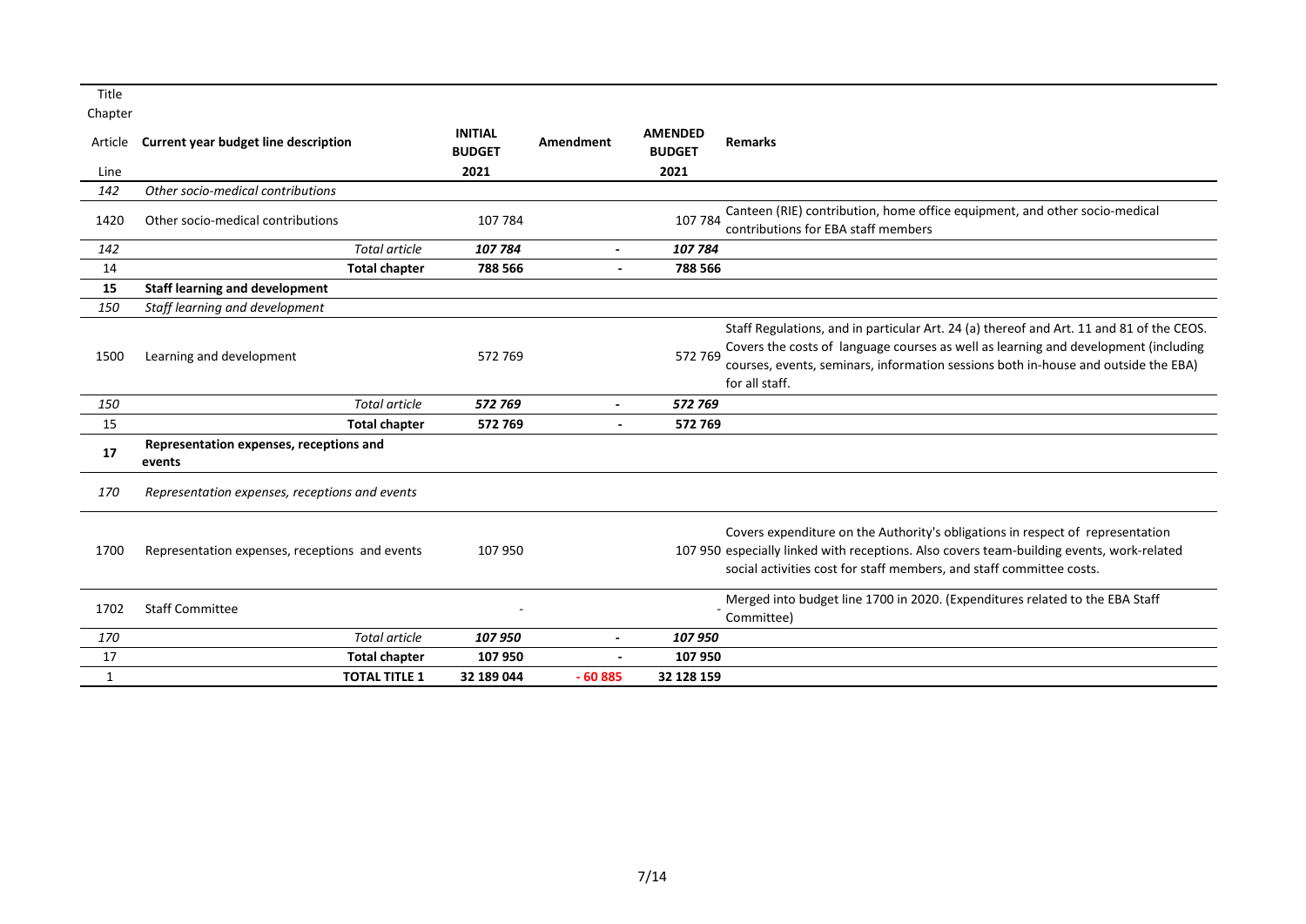| Title / Chapter / Article / Line | Current year budget line description | INITIAL BUDGET 2021 | Amendment | AMENDED BUDGET 2021 | Remarks |
|---|---|---|---|---|---|
| *142* | *Other socio-medical contributions* | | | | |
| 1420 | Other socio-medical contributions | 107 784 | | 107 784 | Canteen (RIE) contribution, home office equipment, and other socio-medical contributions for EBA staff members |
| *142* | *Total article* | *107 784* | *-* | *107 784* | |
| 14 | **Total chapter** | **788 566** | **-** | **788 566** | |
| **15** | **Staff learning and development** | | | | |
| *150* | *Staff learning and development* | | | | |
| 1500 | Learning and development | 572 769 | | 572 769 | Staff Regulations, and in particular Art. 24 (a) thereof and Art. 11 and 81 of the CEOS. Covers the costs of language courses as well as learning and development (including courses, events, seminars, information sessions both in-house and outside the EBA) for all staff. |
| *150* | *Total article* | *572 769* | *-* | *572 769* | |
| 15 | **Total chapter** | **572 769** | **-** | **572 769** | |
| **17** | **Representation expenses, receptions and events** | | | | |
| *170* | *Representation expenses, receptions and events* | | | | |
| 1700 | Representation expenses, receptions and events | 107 950 | | 107 950 | Covers expenditure on the Authority's obligations in respect of representation especially linked with receptions. Also covers team-building events, work-related social activities cost for staff members, and staff committee costs. |
| 1702 | Staff Committee | - | | - | Merged into budget line 1700 in 2020. (Expenditures related to the EBA Staff Committee) |
| *170* | *Total article* | *107 950* | *-* | *107 950* | |
| 17 | **Total chapter** | **107 950** | **-** | **107 950** | |
| 1 | **TOTAL TITLE 1** | **32 189 044** | **- 60 885** | **32 128 159** | |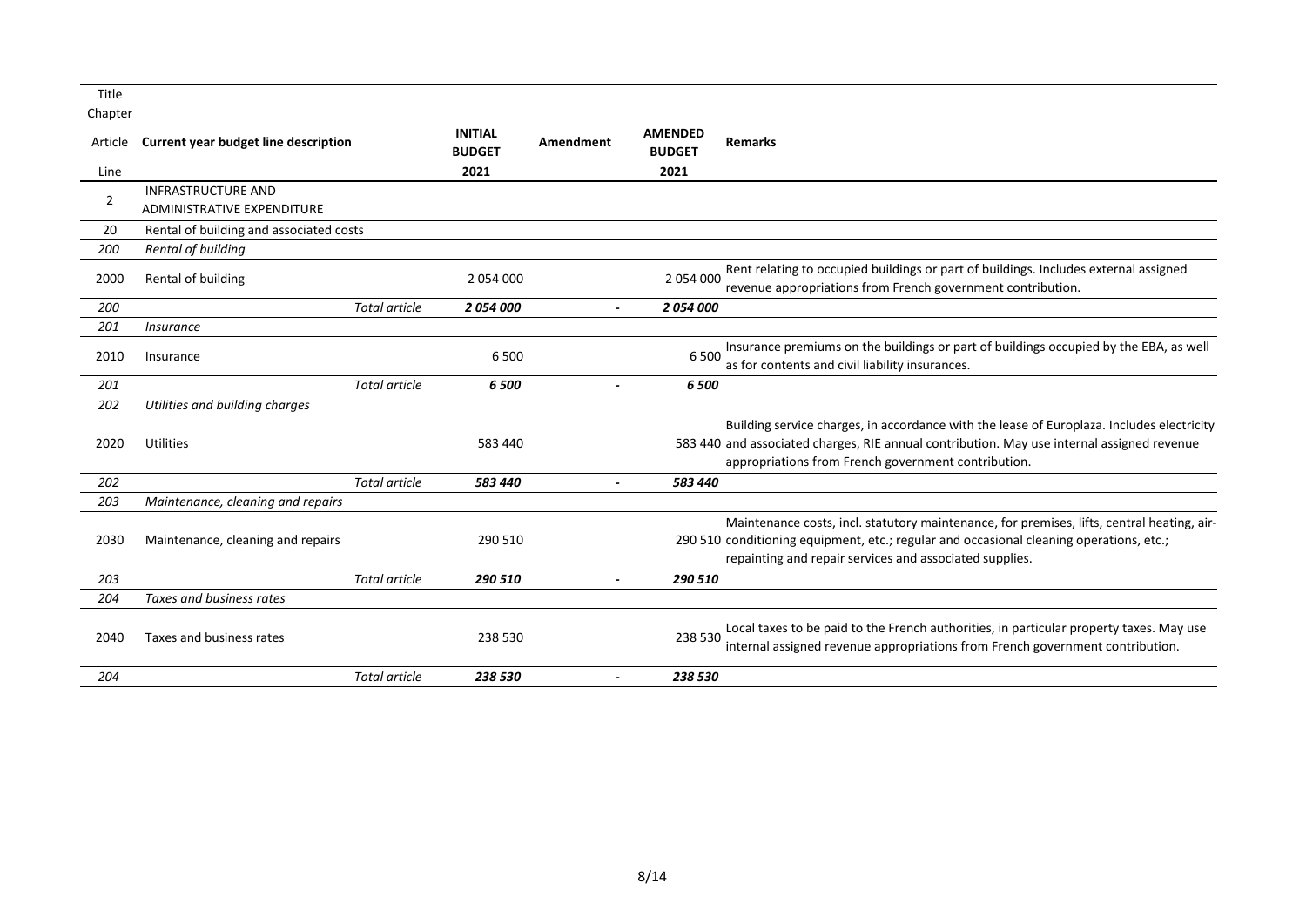| Title<br>Chapter<br>Article<br>Line | Current year budget line description | | INITIAL BUDGET 2021 | Amendment | AMENDED BUDGET 2021 | Remarks |
|---|---|---|---|---|---|---|
| 2 | INFRASTRUCTURE AND ADMINISTRATIVE EXPENDITURE | | | | | |
| 20 | Rental of building and associated costs | | | | | |
| *200* | *Rental of building* | | | | | |
| 2000 | Rental of building | | 2 054 000 | | 2 054 000 | Rent relating to occupied buildings or part of buildings. Includes external assigned revenue appropriations from French government contribution. |
| *200* | | *Total article* | ***2 054 000*** | *-* | ***2 054 000*** | |
| *201* | *Insurance* | | | | | |
| 2010 | Insurance | | 6 500 | | 6 500 | Insurance premiums on the buildings or part of buildings occupied by the EBA, as well as for contents and civil liability insurances. |
| *201* | | *Total article* | ***6 500*** | *-* | ***6 500*** | |
| *202* | *Utilities and building charges* | | | | | |
| 2020 | Utilities | | 583 440 | | 583 440 | Building service charges, in accordance with the lease of Europlaza. Includes electricity and associated charges, RIE annual contribution. May use internal assigned revenue appropriations from French government contribution. |
| *202* | | *Total article* | ***583 440*** | *-* | ***583 440*** | |
| *203* | *Maintenance, cleaning and repairs* | | | | | |
| 2030 | Maintenance, cleaning and repairs | | 290 510 | | 290 510 | Maintenance costs, incl. statutory maintenance, for premises, lifts, central heating, air-conditioning equipment, etc.; regular and occasional cleaning operations, etc.; repainting and repair services and associated supplies. |
| *203* | | *Total article* | ***290 510*** | *-* | ***290 510*** | |
| *204* | *Taxes and business rates* | | | | | |
| 2040 | Taxes and business rates | | 238 530 | | 238 530 | Local taxes to be paid to the French authorities, in particular property taxes. May use internal assigned revenue appropriations from French government contribution. |
| *204* | | *Total article* | ***238 530*** | *-* | ***238 530*** | |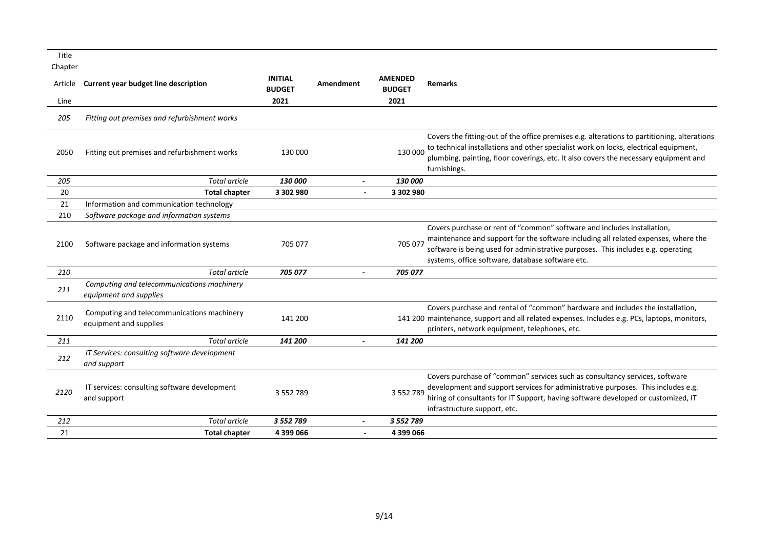| Title<br>Chapter<br>Article<br>Line | Current year budget line description | INITIAL BUDGET 2021 | Amendment | AMENDED BUDGET 2021 | Remarks |
|---|---|---|---|---|---|
| *205* | *Fitting out premises and refurbishment works* | | | | |
| 2050 | Fitting out premises and refurbishment works | 130 000 | | 130 000 | Covers the fitting-out of the office premises e.g. alterations to partitioning, alterations to technical installations and other specialist work on locks, electrical equipment, plumbing, painting, floor coverings, etc. It also covers the necessary equipment and furnishings. |
| *205* | *Total article* | ***130 000*** | - | ***130 000*** | |
| 20 | **Total chapter** | **3 302 980** | - | **3 302 980** | |
| 21 | Information and communication technology | | | | |
| 210 | *Software package and information systems* | | | | |
| 2100 | Software package and information systems | 705 077 | | 705 077 | Covers purchase or rent of "common" software and includes installation, maintenance and support for the software including all related expenses, where the software is being used for administrative purposes. This includes e.g. operating systems, office software, database software etc. |
| *210* | *Total article* | ***705 077*** | - | ***705 077*** | |
| *211* | *Computing and telecommunications machinery equipment and supplies* | | | | |
| 2110 | Computing and telecommunications machinery equipment and supplies | 141 200 | | 141 200 | Covers purchase and rental of "common" hardware and includes the installation, maintenance, support and all related expenses. Includes e.g. PCs, laptops, monitors, printers, network equipment, telephones, etc. |
| *211* | *Total article* | ***141 200*** | - | ***141 200*** | |
| *212* | *IT Services: consulting software development and support* | | | | |
| *2120* | IT services: consulting software development and support | 3 552 789 | | 3 552 789 | Covers purchase of "common" services such as consultancy services, software development and support services for administrative purposes. This includes e.g. hiring of consultants for IT Support, having software developed or customized, IT infrastructure support, etc. |
| *212* | *Total article* | ***3 552 789*** | - | ***3 552 789*** | |
| 21 | **Total chapter** | **4 399 066** | - | **4 399 066** | |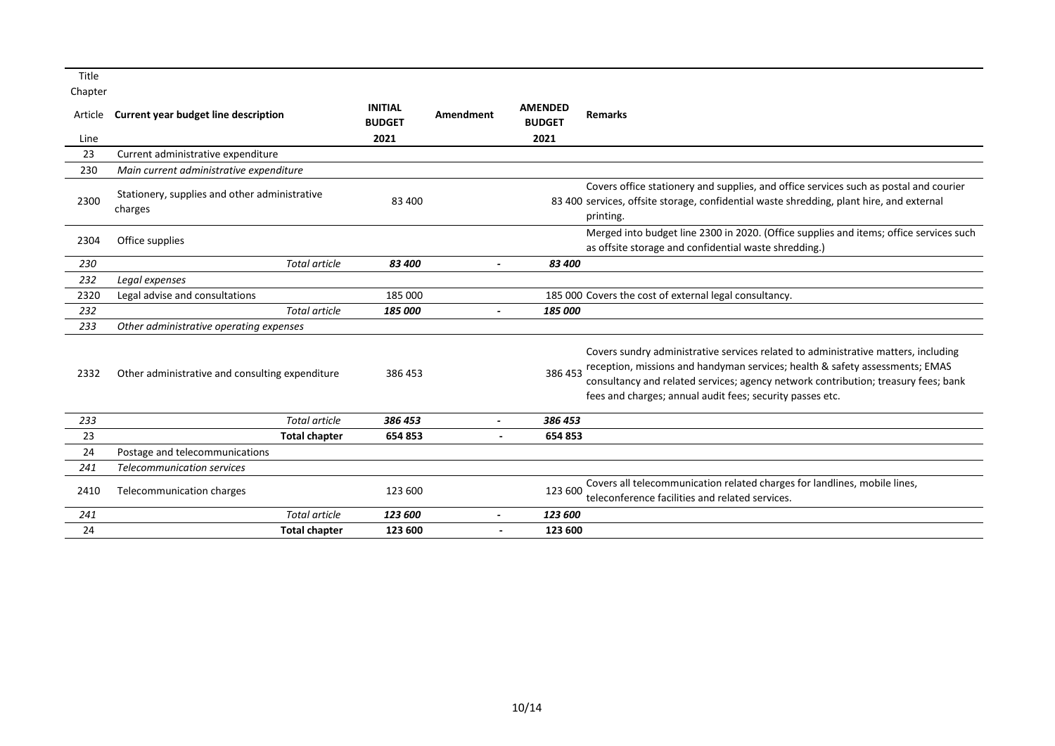| Title<br>Chapter<br>Article<br>Line | Current year budget line description | INITIAL BUDGET<br>2021 | Amendment | AMENDED BUDGET<br>2021 | Remarks |
|---|---|---|---|---|---|
| 23 | Current administrative expenditure | | | | |
| 230 | *Main current administrative expenditure* | | | | |
| 2300 | Stationery, supplies and other administrative charges | 83 400 | | 83 400 | Covers office stationery and supplies, and office services such as postal and courier services, offsite storage, confidential waste shredding, plant hire, and external printing. |
| 2304 | Office supplies | | | | Merged into budget line 2300 in 2020. (Office supplies and items; office services such as offsite storage and confidential waste shredding.) |
| *230* | *Total article* | ***83 400*** | - | ***83 400*** | |
| *232* | *Legal expenses* | | | | |
| 2320 | Legal advise and consultations | 185 000 | | 185 000 | Covers the cost of external legal consultancy. |
| *232* | *Total article* | ***185 000*** | - | ***185 000*** | |
| *233* | *Other administrative operating expenses* | | | | |
| 2332 | Other administrative and consulting expenditure | 386 453 | | 386 453 | Covers sundry administrative services related to administrative matters, including reception, missions and handyman services; health & safety assessments; EMAS consultancy and related services; agency network contribution; treasury fees; bank fees and charges; annual audit fees; security passes etc. |
| *233* | *Total article* | ***386 453*** | - | ***386 453*** | |
| 23 | **Total chapter** | **654 853** | - | **654 853** | |
| 24 | Postage and telecommunications | | | | |
| *241* | *Telecommunication services* | | | | |
| 2410 | Telecommunication charges | 123 600 | | 123 600 | Covers all telecommunication related charges for landlines, mobile lines, teleconference facilities and related services. |
| *241* | *Total article* | ***123 600*** | - | ***123 600*** | |
| 24 | **Total chapter** | **123 600** | - | **123 600** | |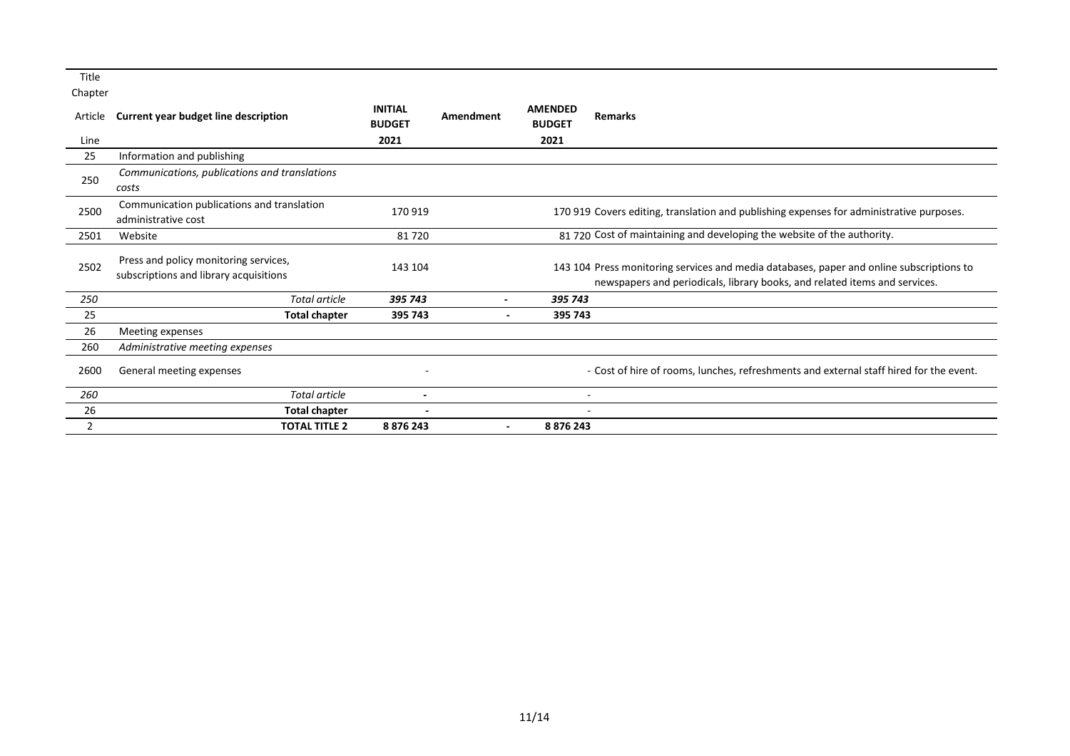| Title<br>Chapter<br>Article<br>Line | Current year budget line description | INITIAL BUDGET<br>2021 | Amendment | AMENDED BUDGET<br>2021 | Remarks |
|---|---|---|---|---|---|
| 25 | Information and publishing | | | | |
| 250 | *Communications, publications and translations costs* | | | | |
| 2500 | Communication publications and translation administrative cost | 170 919 | | 170 919 | Covers editing, translation and publishing expenses for administrative purposes. |
| 2501 | Website | 81 720 | | 81 720 | Cost of maintaining and developing the website of the authority. |
| 2502 | Press and policy monitoring services, subscriptions and library acquisitions | 143 104 | | 143 104 | Press monitoring services and media databases, paper and online subscriptions to newspapers and periodicals, library books, and related items and services. |
| *250* | *Total article* | ***395 743*** | **-** | ***395 743*** | |
| 25 | **Total chapter** | **395 743** | **-** | **395 743** | |
| 26 | Meeting expenses | | | | |
| 260 | *Administrative meeting expenses* | | | | |
| 2600 | General meeting expenses | - | | - | Cost of hire of rooms, lunches, refreshments and external staff hired for the event. |
| *260* | *Total article* | **-** | | - | |
| 26 | **Total chapter** | **-** | | - | |
| 2 | **TOTAL TITLE 2** | **8 876 243** | **-** | **8 876 243** | |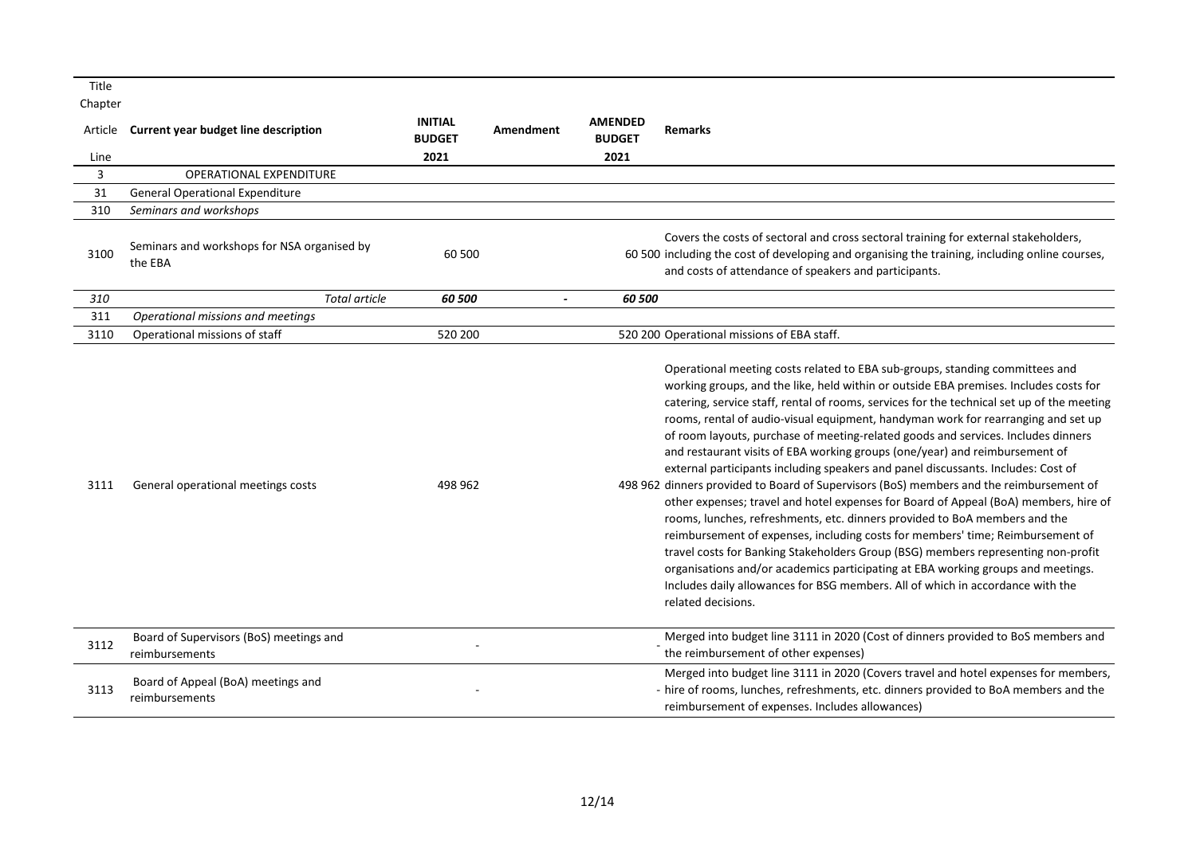| Title<br>Chapter<br>Article<br>Line | Current year budget line description | INITIAL BUDGET<br>2021 | Amendment | AMENDED BUDGET<br>2021 | Remarks |
|---|---|---|---|---|---|
| 3 | OPERATIONAL EXPENDITURE | | | | |
| 31 | General Operational Expenditure | | | | |
| 310 | *Seminars and workshops* | | | | |
| 3100 | Seminars and workshops for NSA organised by the EBA | 60 500 | | 60 500 | Covers the costs of sectoral and cross sectoral training for external stakeholders, including the cost of developing and organising the training, including online courses, and costs of attendance of speakers and participants. |
| *310* | *Total article* | ***60 500*** | - | ***60 500*** | |
| 311 | *Operational missions and meetings* | | | | |
| 3110 | Operational missions of staff | 520 200 | | 520 200 | Operational missions of EBA staff. |
| 3111 | General operational meetings costs | 498 962 | | 498 962 | Operational meeting costs related to EBA sub-groups, standing committees and working groups, and the like, held within or outside EBA premises. Includes costs for catering, service staff, rental of rooms, services for the technical set up of the meeting rooms, rental of audio-visual equipment, handyman work for rearranging and set up of room layouts, purchase of meeting-related goods and services. Includes dinners and restaurant visits of EBA working groups (one/year) and reimbursement of external participants including speakers and panel discussants. Includes: Cost of dinners provided to Board of Supervisors (BoS) members and the reimbursement of other expenses; travel and hotel expenses for Board of Appeal (BoA) members, hire of rooms, lunches, refreshments, etc. dinners provided to BoA members and the reimbursement of expenses, including costs for members' time; Reimbursement of travel costs for Banking Stakeholders Group (BSG) members representing non-profit organisations and/or academics participating at EBA working groups and meetings. Includes daily allowances for BSG members. All of which in accordance with the related decisions. |
| 3112 | Board of Supervisors (BoS) meetings and reimbursements | - | | - | Merged into budget line 3111 in 2020 (Cost of dinners provided to BoS members and the reimbursement of other expenses) |
| 3113 | Board of Appeal (BoA) meetings and reimbursements | - | | - | Merged into budget line 3111 in 2020 (Covers travel and hotel expenses for members, hire of rooms, lunches, refreshments, etc. dinners provided to BoA members and the reimbursement of expenses. Includes allowances) |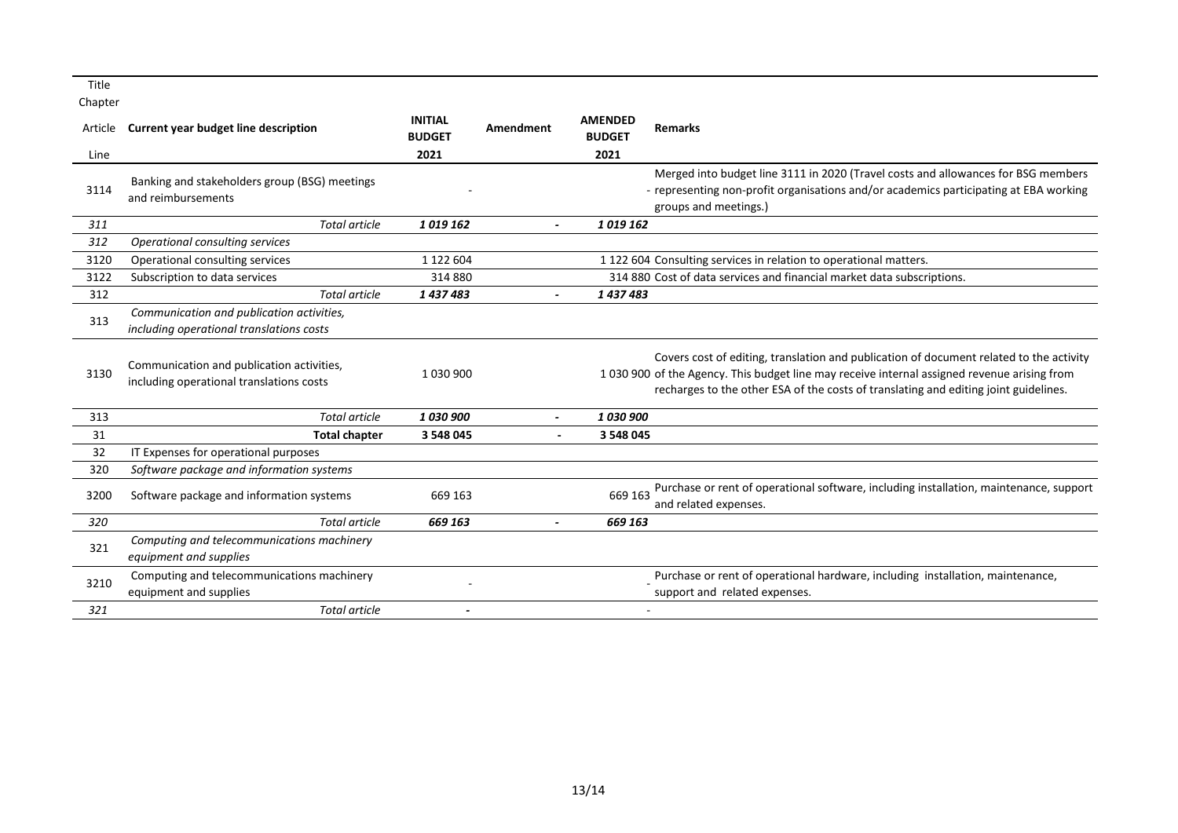| Title<br>Chapter<br>Article<br>Line | Current year budget line description | INITIAL BUDGET<br>2021 | Amendment | AMENDED BUDGET<br>2021 | Remarks |
|---|---|---|---|---|---|
| 3114 | Banking and stakeholders group (BSG) meetings and reimbursements | - | | - | Merged into budget line 3111 in 2020 (Travel costs and allowances for BSG members representing non-profit organisations and/or academics participating at EBA working groups and meetings.) |
| *311* | *Total article* | ***1 019 162*** | *-* | ***1 019 162*** | |
| *312* | *Operational consulting services* | | | | |
| 3120 | Operational consulting services | 1 122 604 | | 1 122 604 | Consulting services in relation to operational matters. |
| 3122 | Subscription to data services | 314 880 | | 314 880 | Cost of data services and financial market data subscriptions. |
| 312 | *Total article* | ***1 437 483*** | *-* | ***1 437 483*** | |
| 313 | *Communication and publication activities, including operational translations costs* | | | | |
| 3130 | Communication and publication activities, including operational translations costs | 1 030 900 | | 1 030 900 | Covers cost of editing, translation and publication of document related to the activity of the Agency. This budget line may receive internal assigned revenue arising from recharges to the other ESA of the costs of translating and editing joint guidelines. |
| 313 | *Total article* | ***1 030 900*** | *-* | ***1 030 900*** | |
| 31 | **Total chapter** | **3 548 045** | - | **3 548 045** | |
| 32 | IT Expenses for operational purposes | | | | |
| 320 | *Software package and information systems* | | | | |
| 3200 | Software package and information systems | 669 163 | | 669 163 | Purchase or rent of operational software, including installation, maintenance, support and related expenses. |
| *320* | *Total article* | ***669 163*** | *-* | ***669 163*** | |
| 321 | *Computing and telecommunications machinery equipment and supplies* | | | | |
| 3210 | Computing and telecommunications machinery equipment and supplies | - | | - | Purchase or rent of operational hardware, including installation, maintenance, support and related expenses. |
| *321* | *Total article* | *-* | | - | |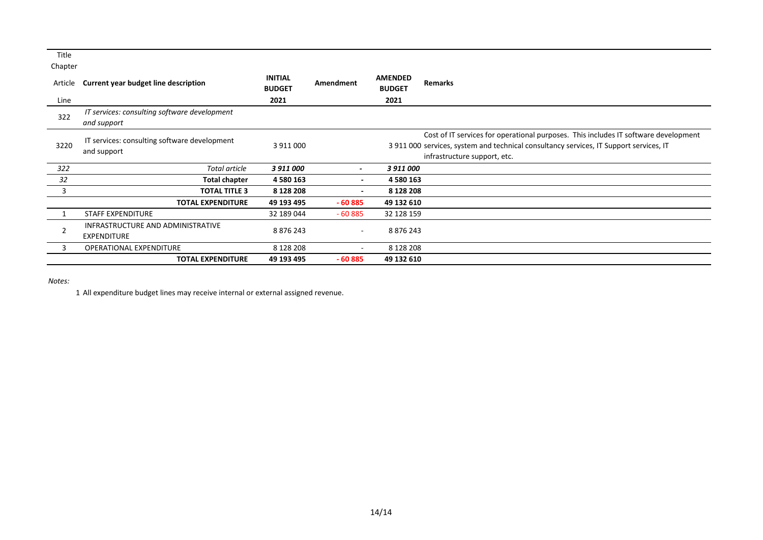| Title<br>Chapter<br>Article<br>Line | Current year budget line description | INITIAL BUDGET<br>2021 | Amendment | AMENDED BUDGET<br>2021 | Remarks |
|---|---|---|---|---|---|
| 322 | *IT services: consulting software development and support* | | | | |
| 3220 | IT services: consulting software development and support | 3 911 000 | | 3 911 000 | Cost of IT services for operational purposes. This includes IT software development services, system and technical consultancy services, IT Support services, IT infrastructure support, etc. |
| *322* | *Total article* | ***3 911 000*** | **-** | ***3 911 000*** | |
| *32* | **Total chapter** | **4 580 163** | **-** | **4 580 163** | |
| 3 | **TOTAL TITLE 3** | **8 128 208** | **-** | **8 128 208** | |
| | **TOTAL EXPENDITURE** | **49 193 495** | **- 60 885** | **49 132 610** | |
| 1 | STAFF EXPENDITURE | 32 189 044 | - 60 885 | 32 128 159 | |
| 2 | INFRASTRUCTURE AND ADMINISTRATIVE EXPENDITURE | 8 876 243 | - | 8 876 243 | |
| 3 | OPERATIONAL EXPENDITURE | 8 128 208 | - | 8 128 208 | |
| | **TOTAL EXPENDITURE** | **49 193 495** | **- 60 885** | **49 132 610** | |

*Notes:*

1 All expenditure budget lines may receive internal or external assigned revenue.